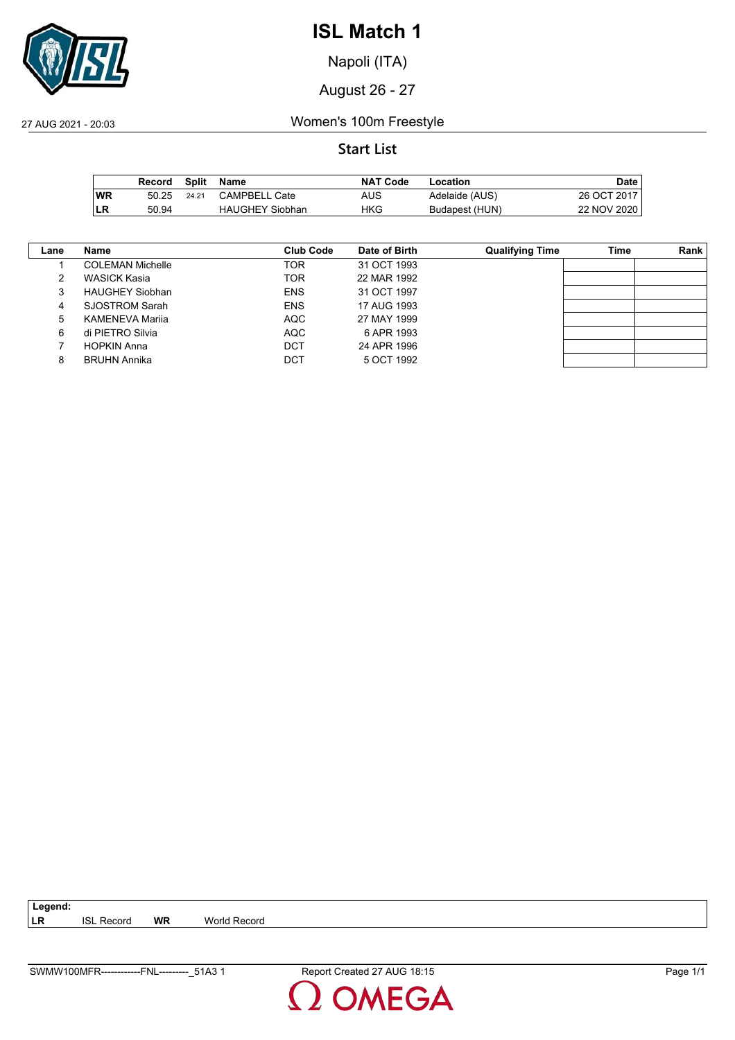# ISL Match 1

Napoli (ITA)

August 26 - 27

27 AUG 2021 - 20:03

Women's 100m Freestyle

## Start List

| | Record | Split | Name | NAT Code | Location | Date |
|---|---|---|---|---|---|---|
| **WR** | 50.25 | 24.21 | CAMPBELL Cate | AUS | Adelaide (AUS) | 26 OCT 2017 |
| **LR** | 50.94 | | HAUGHEY Siobhan | HKG | Budapest (HUN) | 22 NOV 2020 |

| Lane | Name | Club Code | Date of Birth | Qualifying Time | Time | Rank |
|---|---|---|---|---|---|---|
| 1 | COLEMAN Michelle | TOR | 31 OCT 1993 | | | |
| 2 | WASICK Kasia | TOR | 22 MAR 1992 | | | |
| 3 | HAUGHEY Siobhan | ENS | 31 OCT 1997 | | | |
| 4 | SJOSTROM Sarah | ENS | 17 AUG 1993 | | | |
| 5 | KAMENEVA Mariia | AQC | 27 MAY 1999 | | | |
| 6 | di PIETRO Silvia | AQC | 6 APR 1993 | | | |
| 7 | HOPKIN Anna | DCT | 24 APR 1996 | | | |
| 8 | BRUHN Annika | DCT | 5 OCT 1992 | | | |

**Legend:**
**LR** ISL Record **WR** World Record

SWMW100MFR------------FNL---------_51A3 1 Report Created 27 AUG 18:15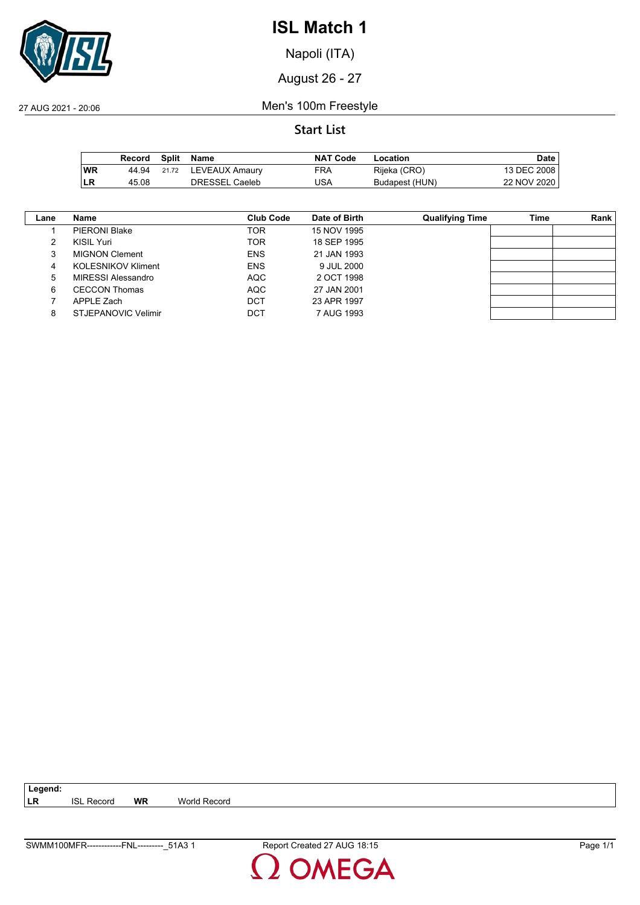# ISL Match 1

Napoli (ITA)

August 26 - 27

27 AUG 2021 - 20:06

## Men's 100m Freestyle

### Start List

| | Record | Split | Name | NAT Code | Location | Date |
|---|---|---|---|---|---|---|
| **WR** | 44.94 | 21.72 | LEVEAUX Amaury | FRA | Rijeka (CRO) | 13 DEC 2008 |
| **LR** | 45.08 | | DRESSEL Caeleb | USA | Budapest (HUN) | 22 NOV 2020 |

| Lane | Name | Club Code | Date of Birth | Qualifying Time | Time | Rank |
|---|---|---|---|---|---|---|
| 1 | PIERONI Blake | TOR | 15 NOV 1995 | | | |
| 2 | KISIL Yuri | TOR | 18 SEP 1995 | | | |
| 3 | MIGNON Clement | ENS | 21 JAN 1993 | | | |
| 4 | KOLESNIKOV Kliment | ENS | 9 JUL 2000 | | | |
| 5 | MIRESSI Alessandro | AQC | 2 OCT 1998 | | | |
| 6 | CECCON Thomas | AQC | 27 JAN 2001 | | | |
| 7 | APPLE Zach | DCT | 23 APR 1997 | | | |
| 8 | STJEPANOVIC Velimir | DCT | 7 AUG 1993 | | | |

**Legend:**
**LR** ISL Record **WR** World Record

SWMM100MFR------------FNL---------_51A3 1 Report Created 27 AUG 18:15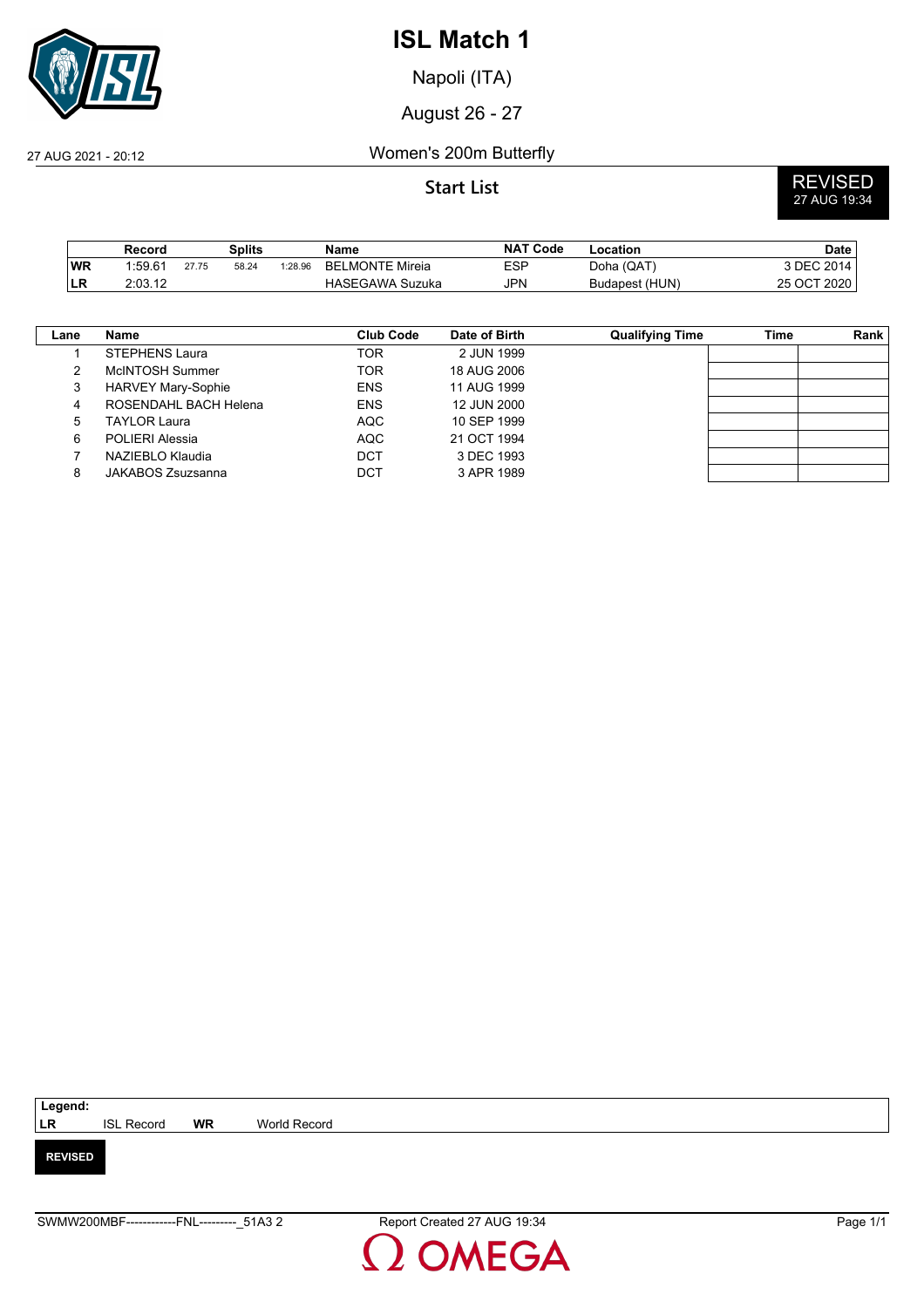# ISL Match 1

Napoli (ITA)

August 26 - 27

27 AUG 2021 - 20:12

Women's 200m Butterfly

## Start List

**REVISED** 27 AUG 19:34

| | Record | Splits | | | Name | NAT Code | Location | Date |
|---|---|---|---|---|---|---|---|---|
| WR | 1:59.61 | 27.75 | 58.24 | 1:28.96 | BELMONTE Mireia | ESP | Doha (QAT) | 3 DEC 2014 |
| LR | 2:03.12 | | | | HASEGAWA Suzuka | JPN | Budapest (HUN) | 25 OCT 2020 |

| Lane | Name | Club Code | Date of Birth | Qualifying Time | Time | Rank |
|---|---|---|---|---|---|---|
| 1 | STEPHENS Laura | TOR | 2 JUN 1999 | | | |
| 2 | McINTOSH Summer | TOR | 18 AUG 2006 | | | |
| 3 | HARVEY Mary-Sophie | ENS | 11 AUG 1999 | | | |
| 4 | ROSENDAHL BACH Helena | ENS | 12 JUN 2000 | | | |
| 5 | TAYLOR Laura | AQC | 10 SEP 1999 | | | |
| 6 | POLIERI Alessia | AQC | 21 OCT 1994 | | | |
| 7 | NAZIEBLO Klaudia | DCT | 3 DEC 1993 | | | |
| 8 | JAKABOS Zsuzsanna | DCT | 3 APR 1989 | | | |

**Legend:**

| | | | |
|---|---|---|---|
| LR | ISL Record | WR | World Record |

**REVISED**

SWMW200MBF------------FNL---------_51A3 2 Report Created 27 AUG 19:34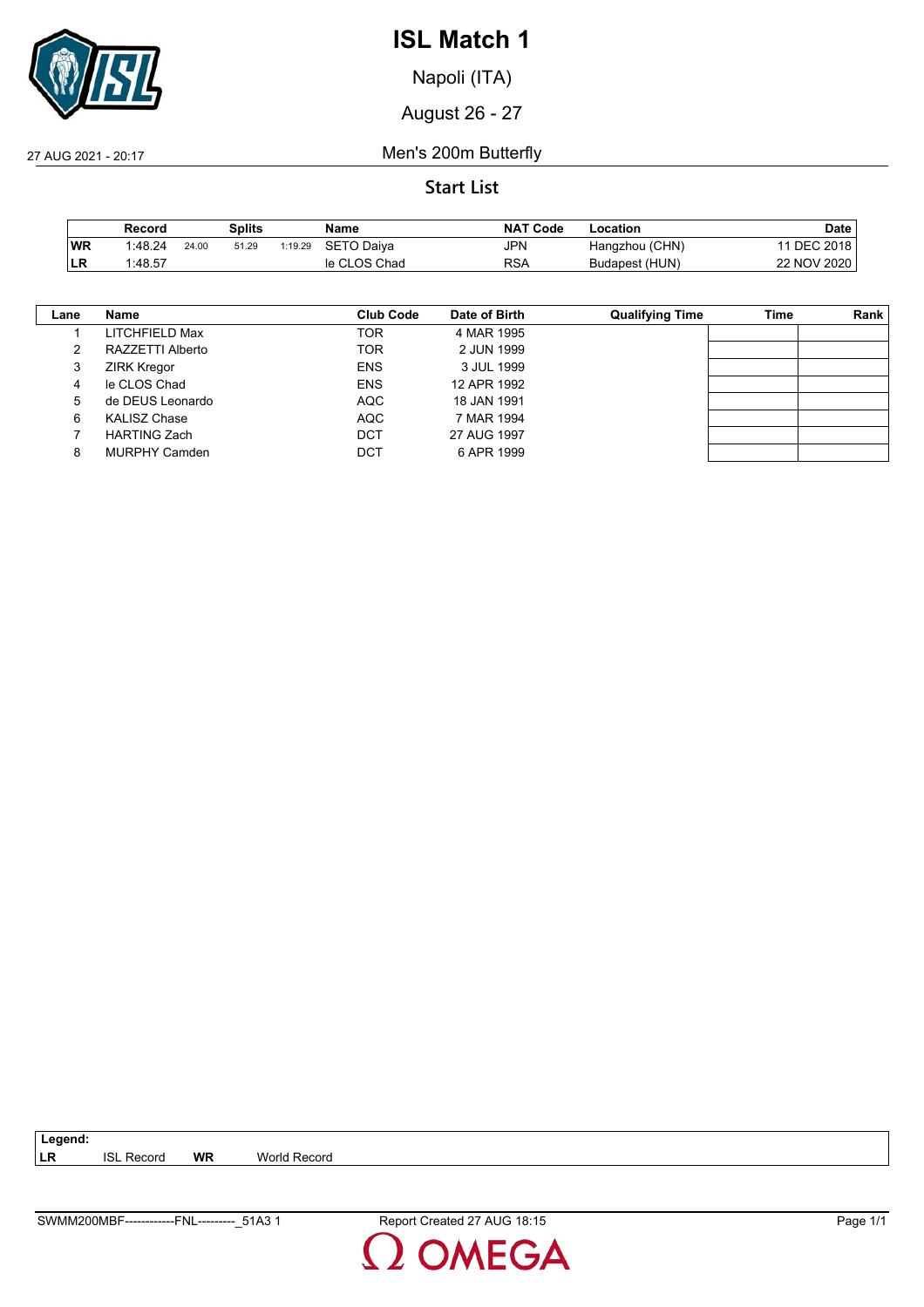# ISL Match 1

Napoli (ITA)

August 26 - 27

27 AUG 2021 - 20:17

Men's 200m Butterfly

## Start List

| | Record | Splits | | | Name | NAT Code | Location | Date |
|---|---|---|---|---|---|---|---|---|
| **WR** | 1:48.24 | 24.00 | 51.29 | 1:19.29 | SETO Daiya | JPN | Hangzhou (CHN) | 11 DEC 2018 |
| **LR** | 1:48.57 | | | | le CLOS Chad | RSA | Budapest (HUN) | 22 NOV 2020 |

| Lane | Name | Club Code | Date of Birth | Qualifying Time | Time | Rank |
|---|---|---|---|---|---|---|
| 1 | LITCHFIELD Max | TOR | 4 MAR 1995 | | | |
| 2 | RAZZETTI Alberto | TOR | 2 JUN 1999 | | | |
| 3 | ZIRK Kregor | ENS | 3 JUL 1999 | | | |
| 4 | le CLOS Chad | ENS | 12 APR 1992 | | | |
| 5 | de DEUS Leonardo | AQC | 18 JAN 1991 | | | |
| 6 | KALISZ Chase | AQC | 7 MAR 1994 | | | |
| 7 | HARTING Zach | DCT | 27 AUG 1997 | | | |
| 8 | MURPHY Camden | DCT | 6 APR 1999 | | | |

**Legend:**
**LR** ISL Record **WR** World Record

SWMM200MBF------------FNL---------_51A3 1 Report Created 27 AUG 18:15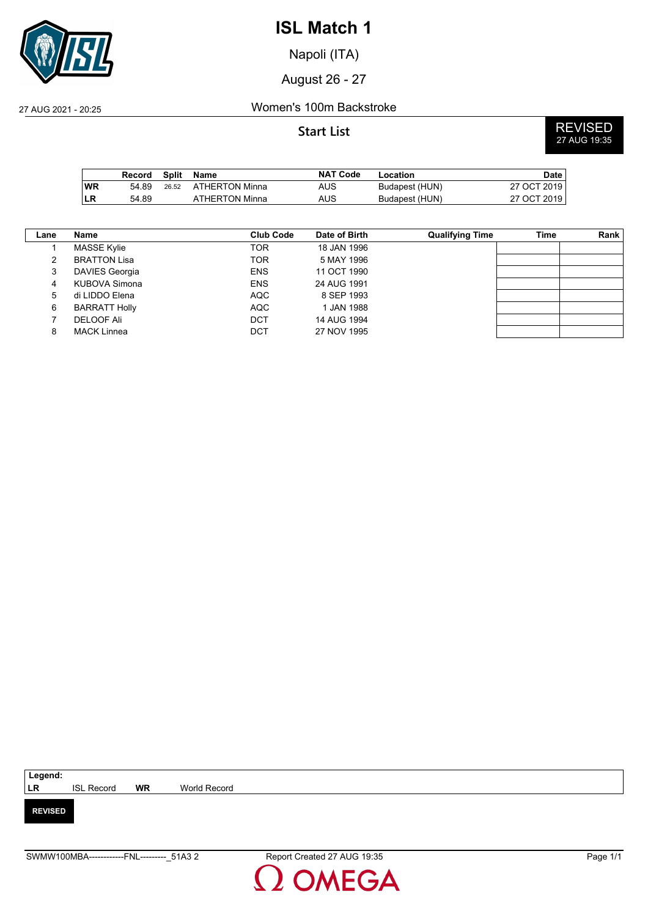# ISL Match 1

Napoli (ITA)

August 26 - 27

27 AUG 2021 - 20:25

Women's 100m Backstroke

## Start List

**REVISED**
27 AUG 19:35

| | Record | Split | Name | NAT Code | Location | Date |
|---|---|---|---|---|---|---|
| **WR** | 54.89 | 26.52 | ATHERTON Minna | AUS | Budapest (HUN) | 27 OCT 2019 |
| **LR** | 54.89 | | ATHERTON Minna | AUS | Budapest (HUN) | 27 OCT 2019 |

| Lane | Name | Club Code | Date of Birth | Qualifying Time | Time | Rank |
|---|---|---|---|---|---|---|
| 1 | MASSE Kylie | TOR | 18 JAN 1996 | | | |
| 2 | BRATTON Lisa | TOR | 5 MAY 1996 | | | |
| 3 | DAVIES Georgia | ENS | 11 OCT 1990 | | | |
| 4 | KUBOVA Simona | ENS | 24 AUG 1991 | | | |
| 5 | di LIDDO Elena | AQC | 8 SEP 1993 | | | |
| 6 | BARRATT Holly | AQC | 1 JAN 1988 | | | |
| 7 | DELOOF Ali | DCT | 14 AUG 1994 | | | |
| 8 | MACK Linnea | DCT | 27 NOV 1995 | | | |

**Legend:**
**LR** ISL Record **WR** World Record

**REVISED**

SWMW100MBA------------FNL---------_51A3 2 Report Created 27 AUG 19:35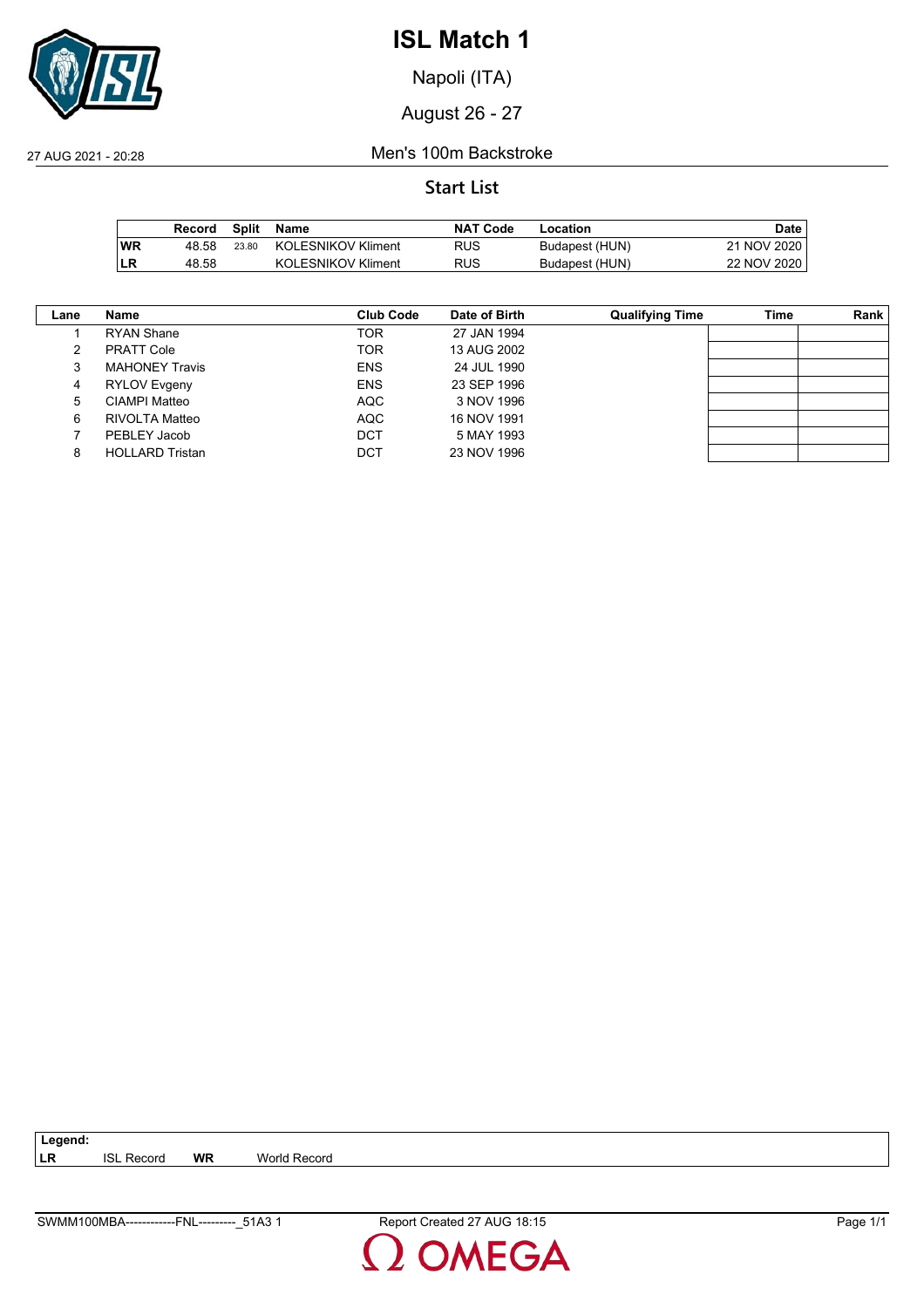# ISL Match 1

Napoli (ITA)

August 26 - 27

27 AUG 2021 - 20:28

Men's 100m Backstroke

## Start List

| | Record | Split | Name | NAT Code | Location | Date |
|---|---|---|---|---|---|---|
| WR | 48.58 | 23.80 | KOLESNIKOV Kliment | RUS | Budapest (HUN) | 21 NOV 2020 |
| LR | 48.58 | | KOLESNIKOV Kliment | RUS | Budapest (HUN) | 22 NOV 2020 |

| Lane | Name | Club Code | Date of Birth | Qualifying Time | Time | Rank |
|---|---|---|---|---|---|---|
| 1 | RYAN Shane | TOR | 27 JAN 1994 | | | |
| 2 | PRATT Cole | TOR | 13 AUG 2002 | | | |
| 3 | MAHONEY Travis | ENS | 24 JUL 1990 | | | |
| 4 | RYLOV Evgeny | ENS | 23 SEP 1996 | | | |
| 5 | CIAMPI Matteo | AQC | 3 NOV 1996 | | | |
| 6 | RIVOLTA Matteo | AQC | 16 NOV 1991 | | | |
| 7 | PEBLEY Jacob | DCT | 5 MAY 1993 | | | |
| 8 | HOLLARD Tristan | DCT | 23 NOV 1996 | | | |

**Legend:**
**LR** ISL Record **WR** World Record

SWMM100MBA------------FNL---------_51A3 1 Report Created 27 AUG 18:15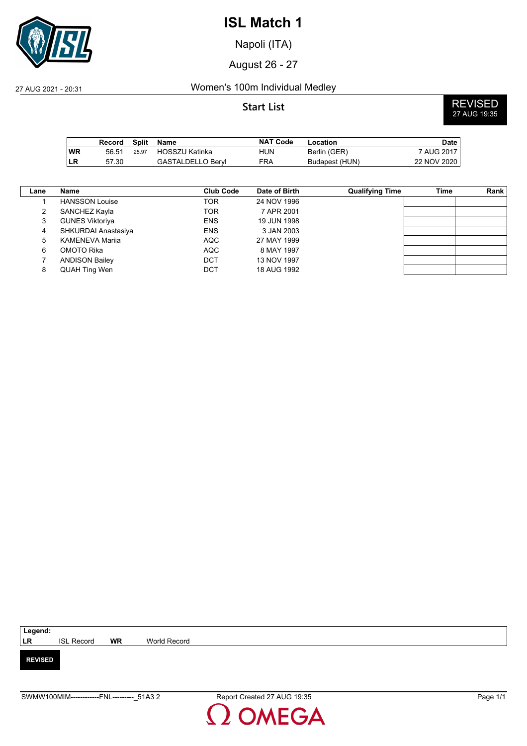# ISL Match 1

Napoli (ITA)

August 26 - 27

27 AUG 2021 - 20:31

## Women's 100m Individual Medley

### Start List

**REVISED**
27 AUG 19:35

| | Record | Split | Name | NAT Code | Location | Date |
|---|---|---|---|---|---|---|
| **WR** | 56.51 | 25.97 | HOSSZU Katinka | HUN | Berlin (GER) | 7 AUG 2017 |
| **LR** | 57.30 | | GASTALDELLO Beryl | FRA | Budapest (HUN) | 22 NOV 2020 |

| Lane | Name | Club Code | Date of Birth | Qualifying Time | Time | Rank |
|---|---|---|---|---|---|---|
| 1 | HANSSON Louise | TOR | 24 NOV 1996 | | | |
| 2 | SANCHEZ Kayla | TOR | 7 APR 2001 | | | |
| 3 | GUNES Viktoriya | ENS | 19 JUN 1998 | | | |
| 4 | SHKURDAI Anastasiya | ENS | 3 JAN 2003 | | | |
| 5 | KAMENEVA Mariia | AQC | 27 MAY 1999 | | | |
| 6 | OMOTO Rika | AQC | 8 MAY 1997 | | | |
| 7 | ANDISON Bailey | DCT | 13 NOV 1997 | | | |
| 8 | QUAH Ting Wen | DCT | 18 AUG 1992 | | | |

**Legend:**
**LR** ISL Record **WR** World Record

**REVISED**

SWMW100MIM------------FNL---------_51A3 2 Report Created 27 AUG 19:35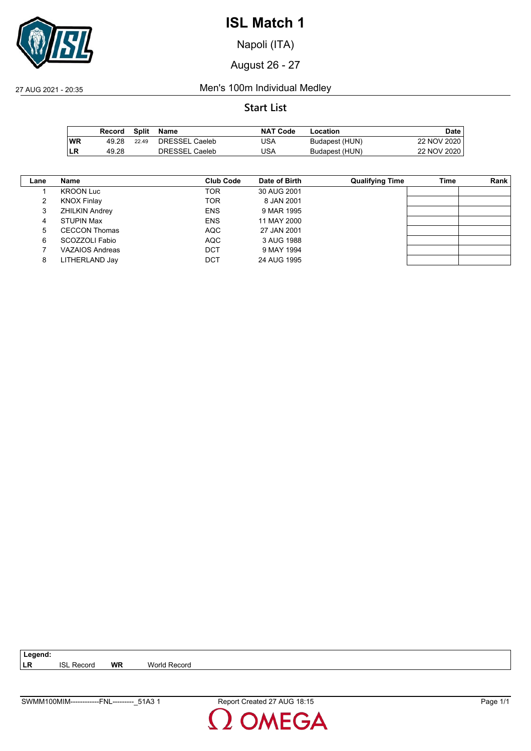# ISL Match 1

Napoli (ITA)

August 26 - 27

27 AUG 2021 - 20:35

Men's 100m Individual Medley

## Start List

| | Record | Split | Name | NAT Code | Location | Date |
|---|---|---|---|---|---|---|
| WR | 49.28 | 22.49 | DRESSEL Caeleb | USA | Budapest (HUN) | 22 NOV 2020 |
| LR | 49.28 | | DRESSEL Caeleb | USA | Budapest (HUN) | 22 NOV 2020 |

| Lane | Name | Club Code | Date of Birth | Qualifying Time | Time | Rank |
|---|---|---|---|---|---|---|
| 1 | KROON Luc | TOR | 30 AUG 2001 | | | |
| 2 | KNOX Finlay | TOR | 8 JAN 2001 | | | |
| 3 | ZHILKIN Andrey | ENS | 9 MAR 1995 | | | |
| 4 | STUPIN Max | ENS | 11 MAY 2000 | | | |
| 5 | CECCON Thomas | AQC | 27 JAN 2001 | | | |
| 6 | SCOZZOLI Fabio | AQC | 3 AUG 1988 | | | |
| 7 | VAZAIOS Andreas | DCT | 9 MAY 1994 | | | |
| 8 | LITHERLAND Jay | DCT | 24 AUG 1995 | | | |

**Legend:**
**LR** ISL Record **WR** World Record

SWMM100MIM------------FNL---------_51A3 1 Report Created 27 AUG 18:15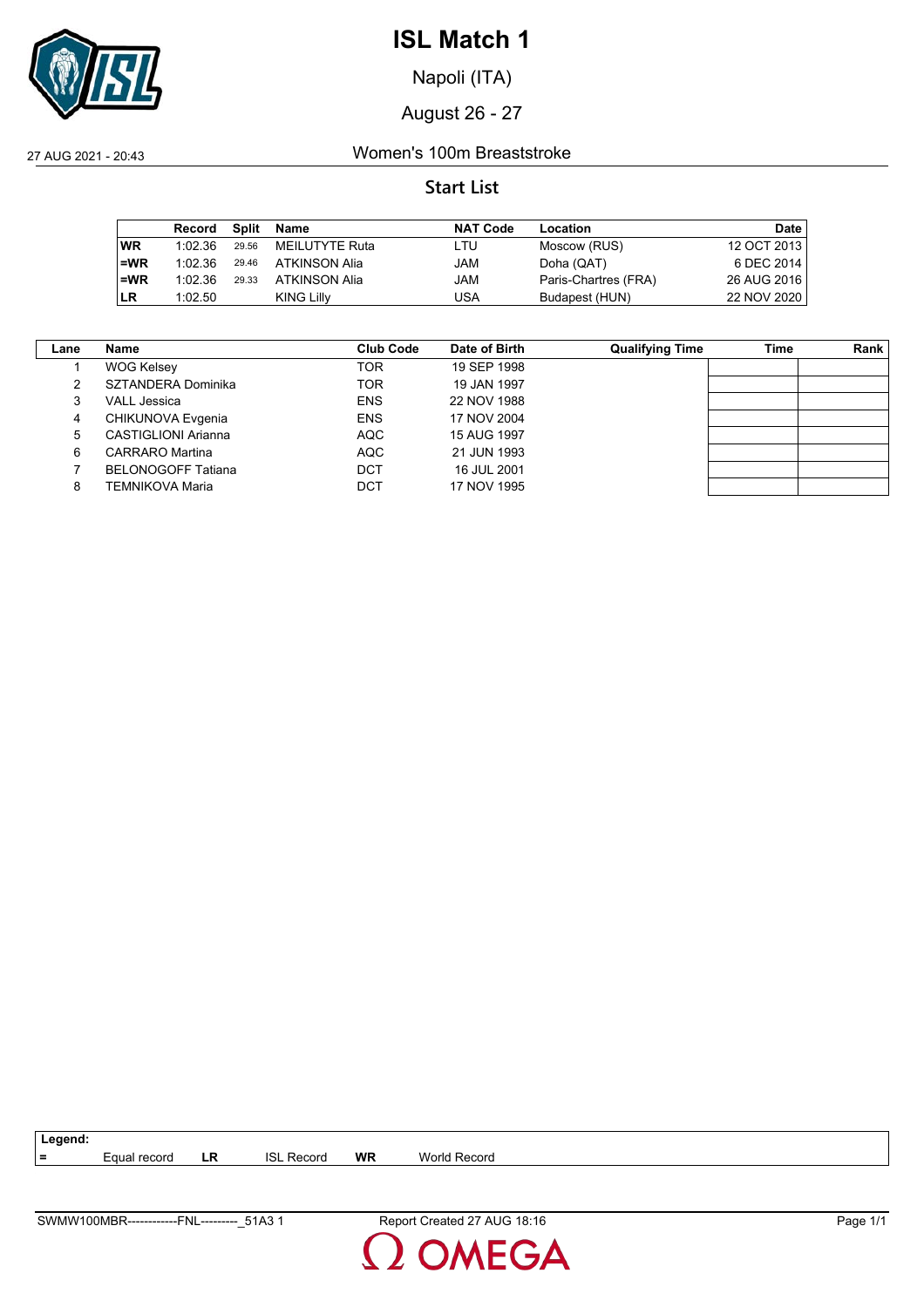# ISL Match 1

Napoli (ITA)

August 26 - 27

27 AUG 2021 - 20:43

## Women's 100m Breaststroke

### Start List

| | Record | Split | Name | NAT Code | Location | Date |
|---|---|---|---|---|---|---|
| WR | 1:02.36 | 29.56 | MEILUTYTE Ruta | LTU | Moscow (RUS) | 12 OCT 2013 |
| =WR | 1:02.36 | 29.46 | ATKINSON Alia | JAM | Doha (QAT) | 6 DEC 2014 |
| =WR | 1:02.36 | 29.33 | ATKINSON Alia | JAM | Paris-Chartres (FRA) | 26 AUG 2016 |
| LR | 1:02.50 | | KING Lilly | USA | Budapest (HUN) | 22 NOV 2020 |

| Lane | Name | Club Code | Date of Birth | Qualifying Time | Time | Rank |
|---|---|---|---|---|---|---|
| 1 | WOG Kelsey | TOR | 19 SEP 1998 | | | |
| 2 | SZTANDERA Dominika | TOR | 19 JAN 1997 | | | |
| 3 | VALL Jessica | ENS | 22 NOV 1988 | | | |
| 4 | CHIKUNOVA Evgenia | ENS | 17 NOV 2004 | | | |
| 5 | CASTIGLIONI Arianna | AQC | 15 AUG 1997 | | | |
| 6 | CARRARO Martina | AQC | 21 JUN 1993 | | | |
| 7 | BELONOGOFF Tatiana | DCT | 16 JUL 2001 | | | |
| 8 | TEMNIKOVA Maria | DCT | 17 NOV 1995 | | | |

**Legend:**
= Equal record **LR** ISL Record **WR** World Record

SWMW100MBR------------FNL---------_51A3 1 Report Created 27 AUG 18:16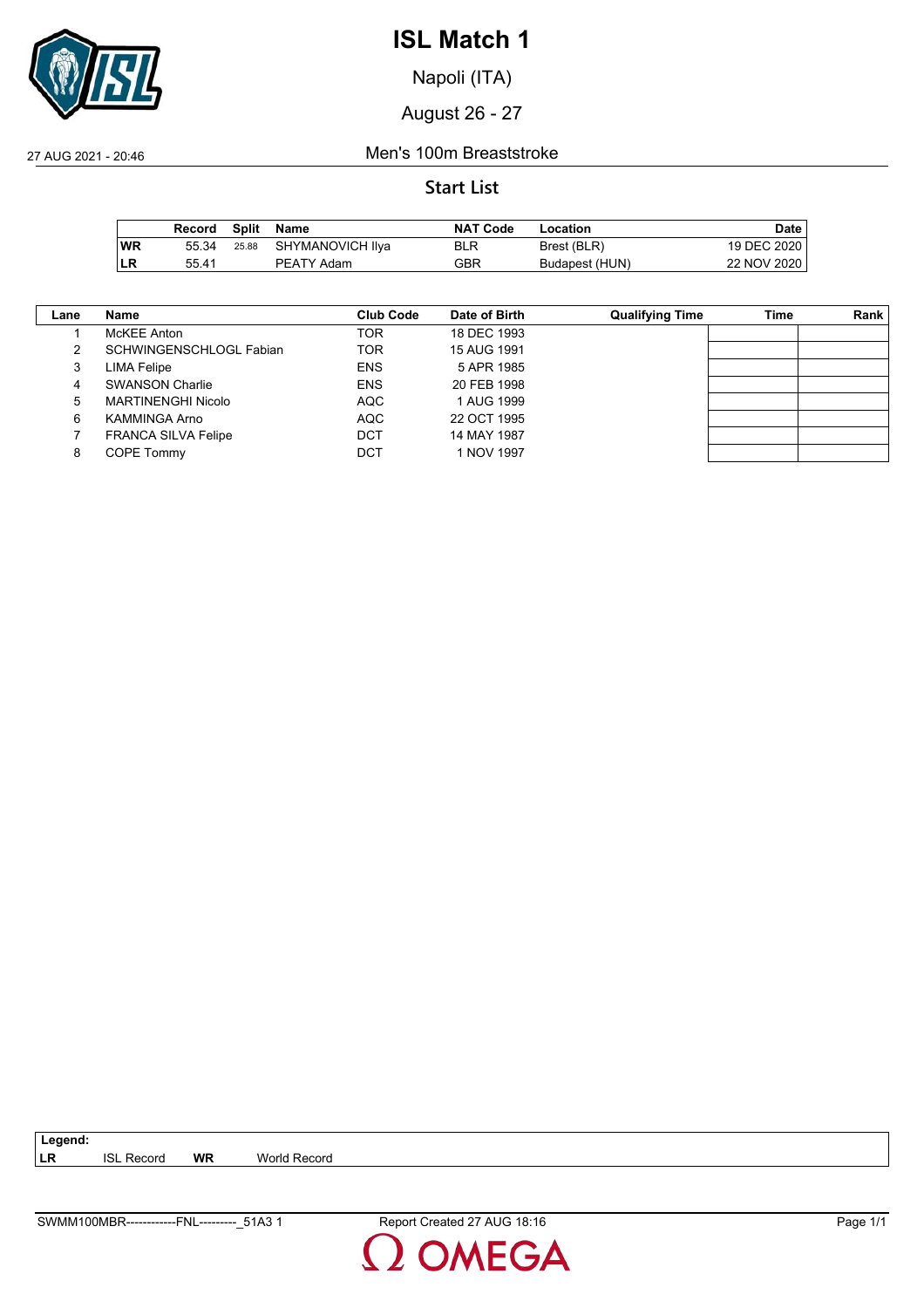# ISL Match 1

Napoli (ITA)

August 26 - 27

27 AUG 2021 - 20:46

Men's 100m Breaststroke

## Start List

| | Record | Split | Name | NAT Code | Location | Date |
|---|---|---|---|---|---|---|
| **WR** | 55.34 | 25.88 | SHYMANOVICH Ilya | BLR | Brest (BLR) | 19 DEC 2020 |
| **LR** | 55.41 | | PEATY Adam | GBR | Budapest (HUN) | 22 NOV 2020 |

| Lane | Name | Club Code | Date of Birth | Qualifying Time | Time | Rank |
|---|---|---|---|---|---|---|
| 1 | McKEE Anton | TOR | 18 DEC 1993 | | | |
| 2 | SCHWINGENSCHLOGL Fabian | TOR | 15 AUG 1991 | | | |
| 3 | LIMA Felipe | ENS | 5 APR 1985 | | | |
| 4 | SWANSON Charlie | ENS | 20 FEB 1998 | | | |
| 5 | MARTINENGHI Nicolo | AQC | 1 AUG 1999 | | | |
| 6 | KAMMINGA Arno | AQC | 22 OCT 1995 | | | |
| 7 | FRANCA SILVA Felipe | DCT | 14 MAY 1987 | | | |
| 8 | COPE Tommy | DCT | 1 NOV 1997 | | | |

**Legend:**
**LR** ISL Record **WR** World Record

SWMM100MBR------------FNL---------_51A3 1 Report Created 27 AUG 18:16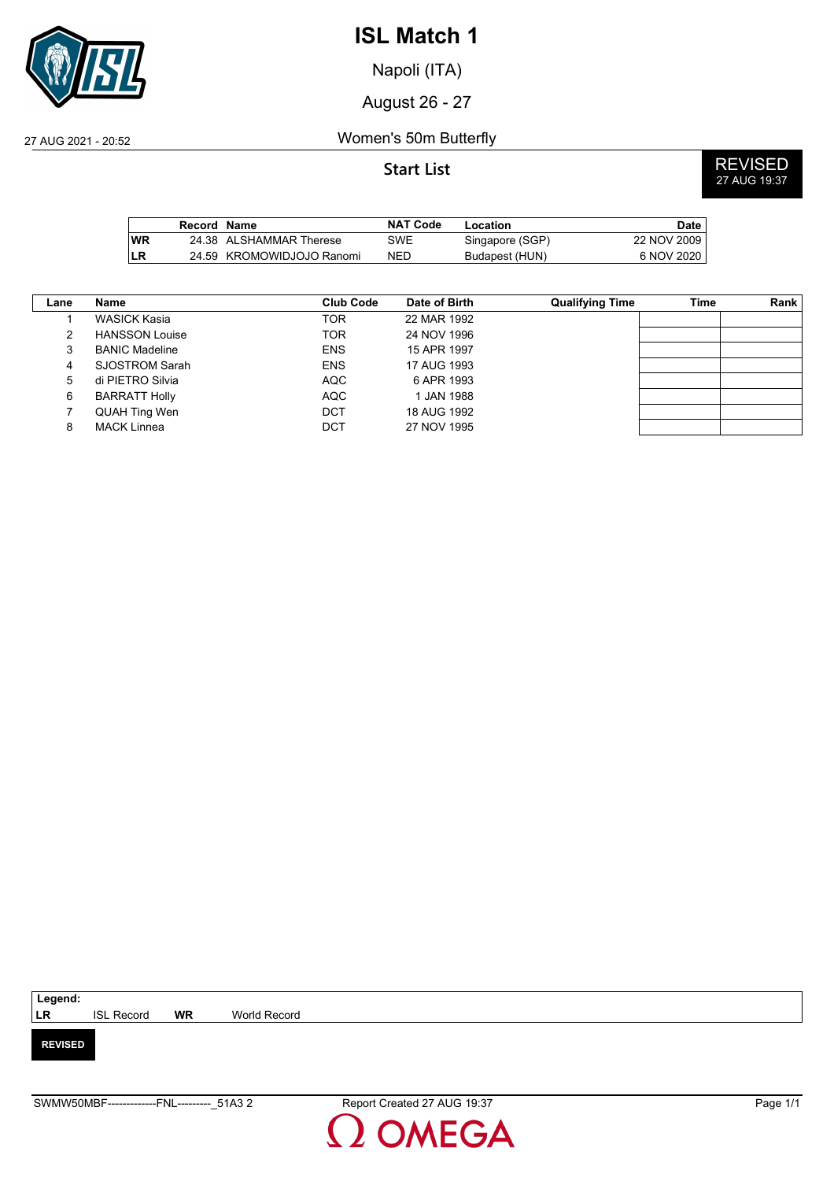# ISL Match 1

Napoli (ITA)

August 26 - 27

27 AUG 2021 - 20:52

Women's 50m Butterfly

## Start List

**REVISED**
27 AUG 19:37

| | Record | Name | NAT Code | Location | Date |
|---|---|---|---|---|---|
| **WR** | 24.38 | ALSHAMMAR Therese | SWE | Singapore (SGP) | 22 NOV 2009 |
| **LR** | 24.59 | KROMOWIDJOJO Ranomi | NED | Budapest (HUN) | 6 NOV 2020 |

| Lane | Name | Club Code | Date of Birth | Qualifying Time | Time | Rank |
|---|---|---|---|---|---|---|
| 1 | WASICK Kasia | TOR | 22 MAR 1992 | | | |
| 2 | HANSSON Louise | TOR | 24 NOV 1996 | | | |
| 3 | BANIC Madeline | ENS | 15 APR 1997 | | | |
| 4 | SJOSTROM Sarah | ENS | 17 AUG 1993 | | | |
| 5 | di PIETRO Silvia | AQC | 6 APR 1993 | | | |
| 6 | BARRATT Holly | AQC | 1 JAN 1988 | | | |
| 7 | QUAH Ting Wen | DCT | 18 AUG 1992 | | | |
| 8 | MACK Linnea | DCT | 27 NOV 1995 | | | |

**Legend:**

| | | | |
|---|---|---|---|
| **LR** | ISL Record | **WR** | World Record |

**REVISED**

SWMW50MBF--------------FNL---------_51A3 2 Report Created 27 AUG 19:37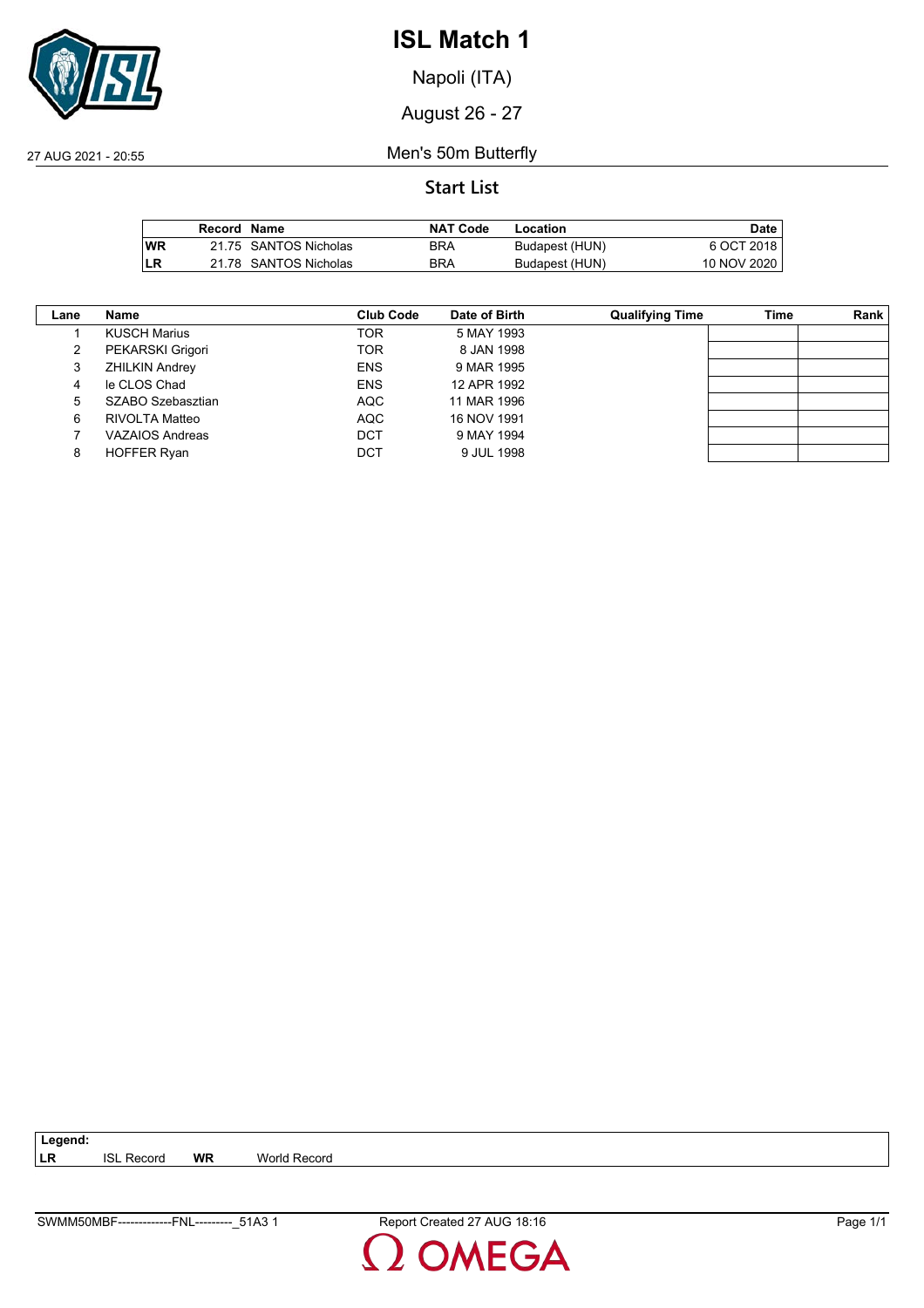# ISL Match 1

Napoli (ITA)

August 26 - 27

27 AUG 2021 - 20:55

Men's 50m Butterfly

## Start List

| | Record | Name | NAT Code | Location | Date |
|---|---|---|---|---|---|
| WR | 21.75 | SANTOS Nicholas | BRA | Budapest (HUN) | 6 OCT 2018 |
| LR | 21.78 | SANTOS Nicholas | BRA | Budapest (HUN) | 10 NOV 2020 |

| Lane | Name | Club Code | Date of Birth | Qualifying Time | Time | Rank |
|---|---|---|---|---|---|---|
| 1 | KUSCH Marius | TOR | 5 MAY 1993 | | | |
| 2 | PEKARSKI Grigori | TOR | 8 JAN 1998 | | | |
| 3 | ZHILKIN Andrey | ENS | 9 MAR 1995 | | | |
| 4 | le CLOS Chad | ENS | 12 APR 1992 | | | |
| 5 | SZABO Szebasztian | AQC | 11 MAR 1996 | | | |
| 6 | RIVOLTA Matteo | AQC | 16 NOV 1991 | | | |
| 7 | VAZAIOS Andreas | DCT | 9 MAY 1994 | | | |
| 8 | HOFFER Ryan | DCT | 9 JUL 1998 | | | |

**Legend:**
**LR** ISL Record **WR** World Record

SWMM50MBF-------------FNL---------_51A3 1 Report Created 27 AUG 18:16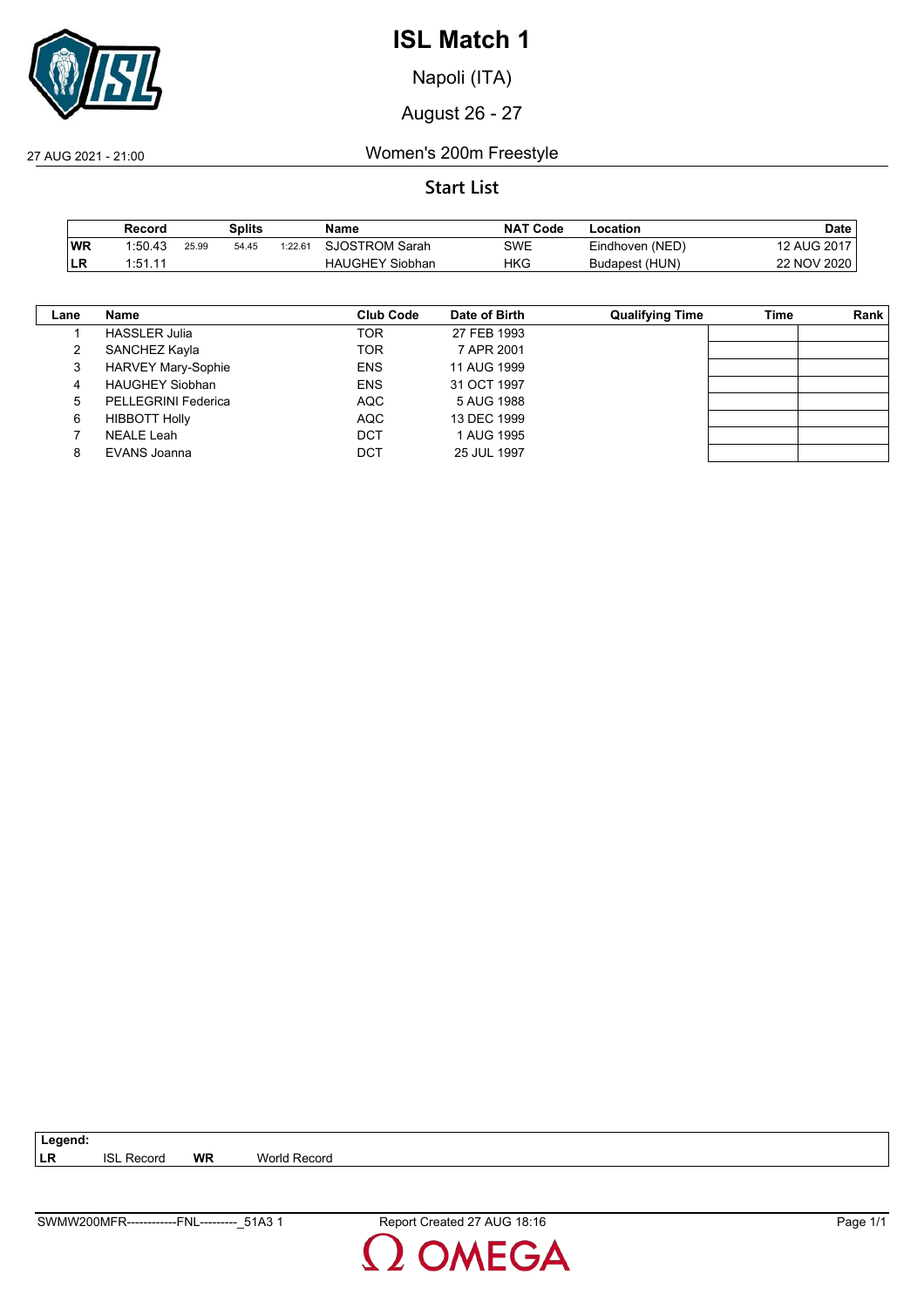# ISL Match 1

Napoli (ITA)

August 26 - 27

27 AUG 2021 - 21:00

Women's 200m Freestyle

## Start List

| | Record | Splits | | | Name | NAT Code | Location | Date |
|---|---|---|---|---|---|---|---|---|
| WR | 1:50.43 | 25.99 | 54.45 | 1:22.61 | SJOSTROM Sarah | SWE | Eindhoven (NED) | 12 AUG 2017 |
| LR | 1:51.11 | | | | HAUGHEY Siobhan | HKG | Budapest (HUN) | 22 NOV 2020 |

| Lane | Name | Club Code | Date of Birth | Qualifying Time | Time | Rank |
|---|---|---|---|---|---|---|
| 1 | HASSLER Julia | TOR | 27 FEB 1993 | | | |
| 2 | SANCHEZ Kayla | TOR | 7 APR 2001 | | | |
| 3 | HARVEY Mary-Sophie | ENS | 11 AUG 1999 | | | |
| 4 | HAUGHEY Siobhan | ENS | 31 OCT 1997 | | | |
| 5 | PELLEGRINI Federica | AQC | 5 AUG 1988 | | | |
| 6 | HIBBOTT Holly | AQC | 13 DEC 1999 | | | |
| 7 | NEALE Leah | DCT | 1 AUG 1995 | | | |
| 8 | EVANS Joanna | DCT | 25 JUL 1997 | | | |

**Legend:**
**LR** ISL Record **WR** World Record

SWMW200MFR------------FNL---------_51A3 1 Report Created 27 AUG 18:16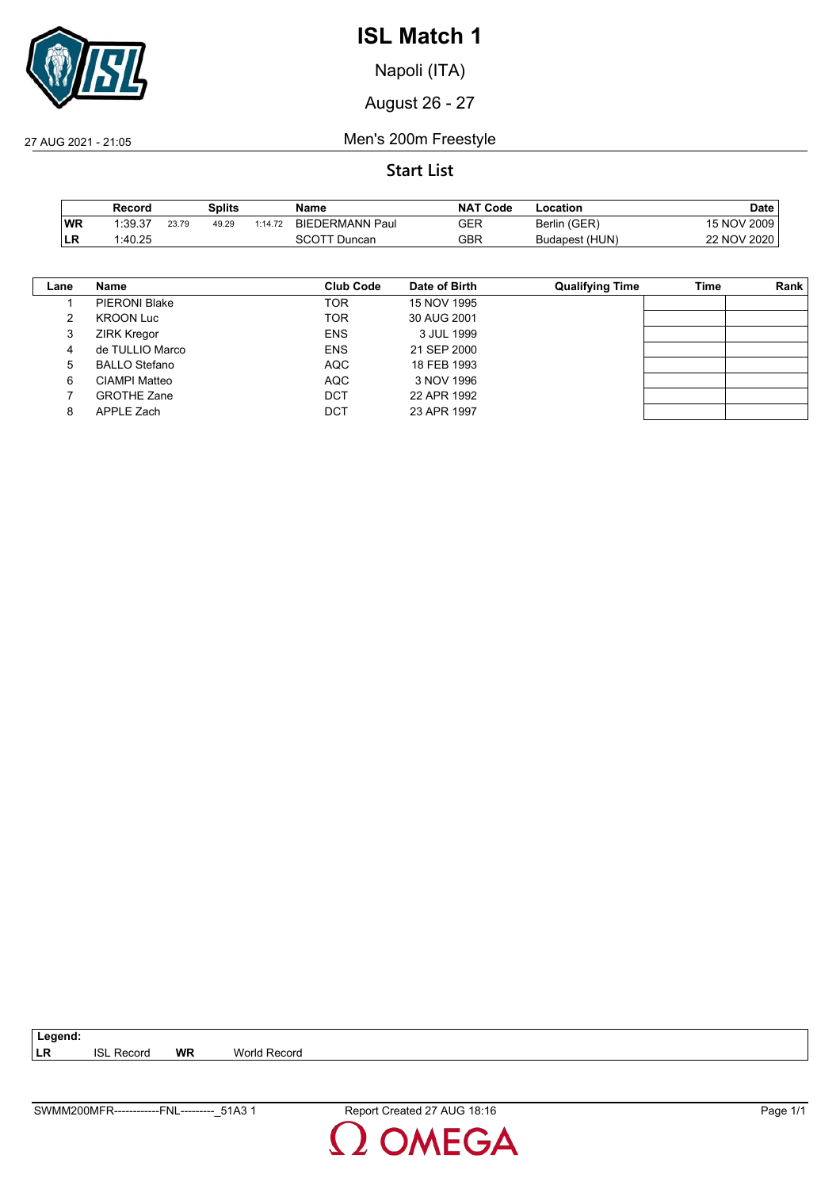# ISL Match 1

Napoli (ITA)

August 26 - 27

27 AUG 2021 - 21:05

## Men's 200m Freestyle

### Start List

| | Record | Splits | | | Name | NAT Code | Location | Date |
|---|---|---|---|---|---|---|---|---|
| WR | 1:39.37 | 23.79 | 49.29 | 1:14.72 | BIEDERMANN Paul | GER | Berlin (GER) | 15 NOV 2009 |
| LR | 1:40.25 | | | | SCOTT Duncan | GBR | Budapest (HUN) | 22 NOV 2020 |

| Lane | Name | Club Code | Date of Birth | Qualifying Time | Time | Rank |
|---|---|---|---|---|---|---|
| 1 | PIERONI Blake | TOR | 15 NOV 1995 | | | |
| 2 | KROON Luc | TOR | 30 AUG 2001 | | | |
| 3 | ZIRK Kregor | ENS | 3 JUL 1999 | | | |
| 4 | de TULLIO Marco | ENS | 21 SEP 2000 | | | |
| 5 | BALLO Stefano | AQC | 18 FEB 1993 | | | |
| 6 | CIAMPI Matteo | AQC | 3 NOV 1996 | | | |
| 7 | GROTHE Zane | DCT | 22 APR 1992 | | | |
| 8 | APPLE Zach | DCT | 23 APR 1997 | | | |

**Legend:**
**LR** ISL Record **WR** World Record

SWMM200MFR------------FNL---------_51A3 1 Report Created 27 AUG 18:16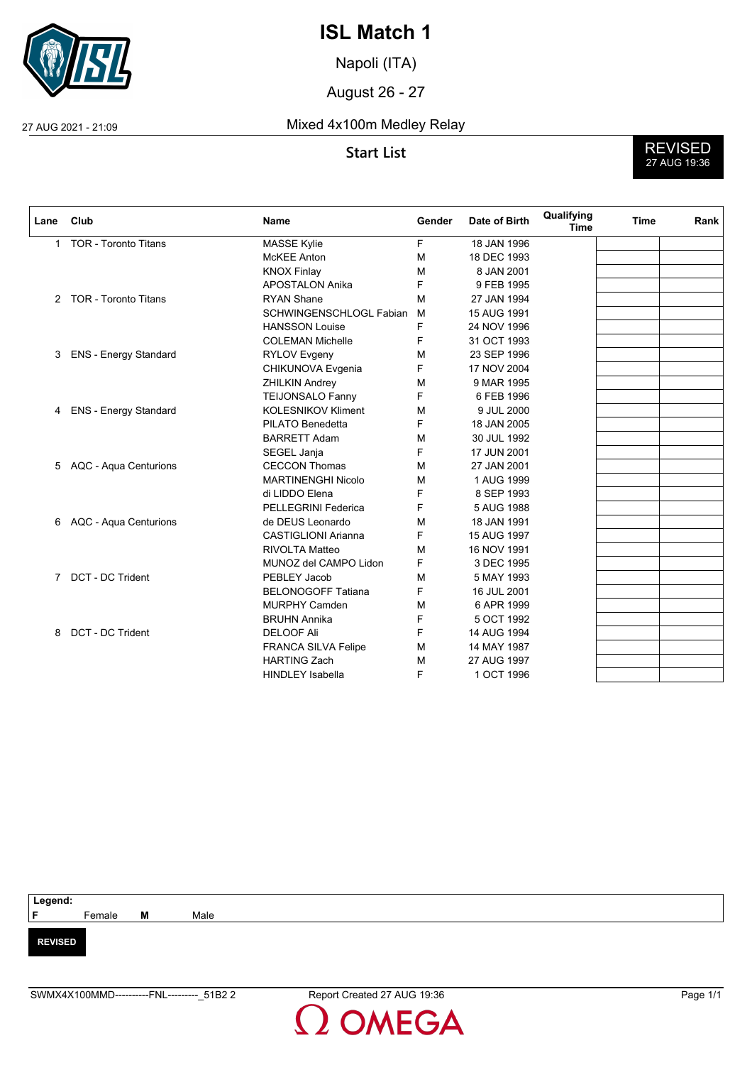# ISL Match 1

Napoli (ITA)

August 26 - 27

27 AUG 2021 - 21:09

## Mixed 4x100m Medley Relay

### Start List

**REVISED** 27 AUG 19:36

| Lane | Club | Name | Gender | Date of Birth | Qualifying Time | Time | Rank |
|---|---|---|---|---|---|---|---|
| 1 | TOR - Toronto Titans | MASSE Kylie | F | 18 JAN 1996 | | | |
| | | McKEE Anton | M | 18 DEC 1993 | | | |
| | | KNOX Finlay | M | 8 JAN 2001 | | | |
| | | APOSTALON Anika | F | 9 FEB 1995 | | | |
| 2 | TOR - Toronto Titans | RYAN Shane | M | 27 JAN 1994 | | | |
| | | SCHWINGENSCHLOGL Fabian | M | 15 AUG 1991 | | | |
| | | HANSSON Louise | F | 24 NOV 1996 | | | |
| | | COLEMAN Michelle | F | 31 OCT 1993 | | | |
| 3 | ENS - Energy Standard | RYLOV Evgeny | M | 23 SEP 1996 | | | |
| | | CHIKUNOVA Evgenia | F | 17 NOV 2004 | | | |
| | | ZHILKIN Andrey | M | 9 MAR 1995 | | | |
| | | TEIJONSALO Fanny | F | 6 FEB 1996 | | | |
| 4 | ENS - Energy Standard | KOLESNIKOV Kliment | M | 9 JUL 2000 | | | |
| | | PILATO Benedetta | F | 18 JAN 2005 | | | |
| | | BARRETT Adam | M | 30 JUL 1992 | | | |
| | | SEGEL Janja | F | 17 JUN 2001 | | | |
| 5 | AQC - Aqua Centurions | CECCON Thomas | M | 27 JAN 2001 | | | |
| | | MARTINENGHI Nicolo | M | 1 AUG 1999 | | | |
| | | di LIDDO Elena | F | 8 SEP 1993 | | | |
| | | PELLEGRINI Federica | F | 5 AUG 1988 | | | |
| 6 | AQC - Aqua Centurions | de DEUS Leonardo | M | 18 JAN 1991 | | | |
| | | CASTIGLIONI Arianna | F | 15 AUG 1997 | | | |
| | | RIVOLTA Matteo | M | 16 NOV 1991 | | | |
| | | MUNOZ del CAMPO Lidon | F | 3 DEC 1995 | | | |
| 7 | DCT - DC Trident | PEBLEY Jacob | M | 5 MAY 1993 | | | |
| | | BELONOGOFF Tatiana | F | 16 JUL 2001 | | | |
| | | MURPHY Camden | M | 6 APR 1999 | | | |
| | | BRUHN Annika | F | 5 OCT 1992 | | | |
| 8 | DCT - DC Trident | DELOOF Ali | F | 14 AUG 1994 | | | |
| | | FRANCA SILVA Felipe | M | 14 MAY 1987 | | | |
| | | HARTING Zach | M | 27 AUG 1997 | | | |
| | | HINDLEY Isabella | F | 1 OCT 1996 | | | |

**Legend:**
**F** Female **M** Male

**REVISED**

SWMX4X100MMD----------FNL---------_51B2 2 Report Created 27 AUG 19:36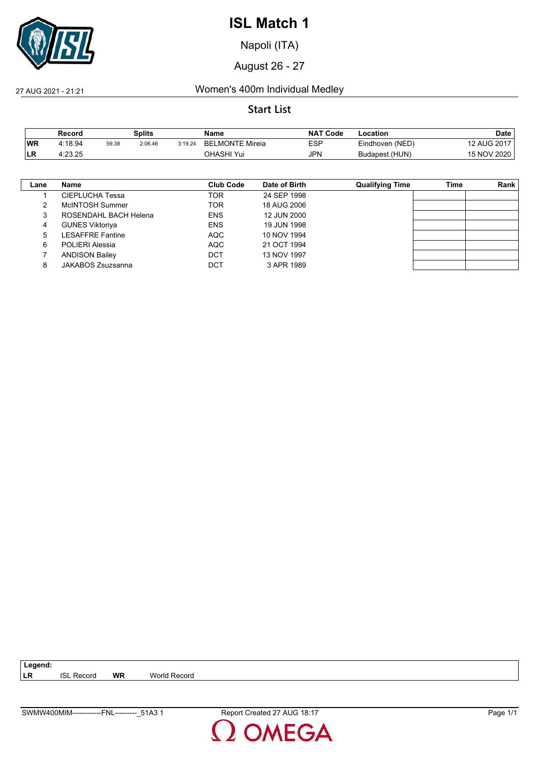# ISL Match 1

Napoli (ITA)

August 26 - 27

27 AUG 2021 - 21:21

## Women's 400m Individual Medley

### Start List

| | Record | | Splits | | Name | NAT Code | Location | Date |
|---|---|---|---|---|---|---|---|---|
| **WR** | 4:18.94 | 59.38 | 2:06.46 | 3:19.24 | BELMONTE Mireia | ESP | Eindhoven (NED) | 12 AUG 2017 |
| **LR** | 4:23.25 | | | | OHASHI Yui | JPN | Budapest (HUN) | 15 NOV 2020 |

| Lane | Name | Club Code | Date of Birth | Qualifying Time | Time | Rank |
|---|---|---|---|---|---|---|
| 1 | CIEPLUCHA Tessa | TOR | 24 SEP 1998 | | | |
| 2 | McINTOSH Summer | TOR | 18 AUG 2006 | | | |
| 3 | ROSENDAHL BACH Helena | ENS | 12 JUN 2000 | | | |
| 4 | GUNES Viktoriya | ENS | 19 JUN 1998 | | | |
| 5 | LESAFFRE Fantine | AQC | 10 NOV 1994 | | | |
| 6 | POLIERI Alessia | AQC | 21 OCT 1994 | | | |
| 7 | ANDISON Bailey | DCT | 13 NOV 1997 | | | |
| 8 | JAKABOS Zsuzsanna | DCT | 3 APR 1989 | | | |

**Legend:**
**LR** ISL Record **WR** World Record

SWMW400MIM------------FNL---------_51A3 1 Report Created 27 AUG 18:17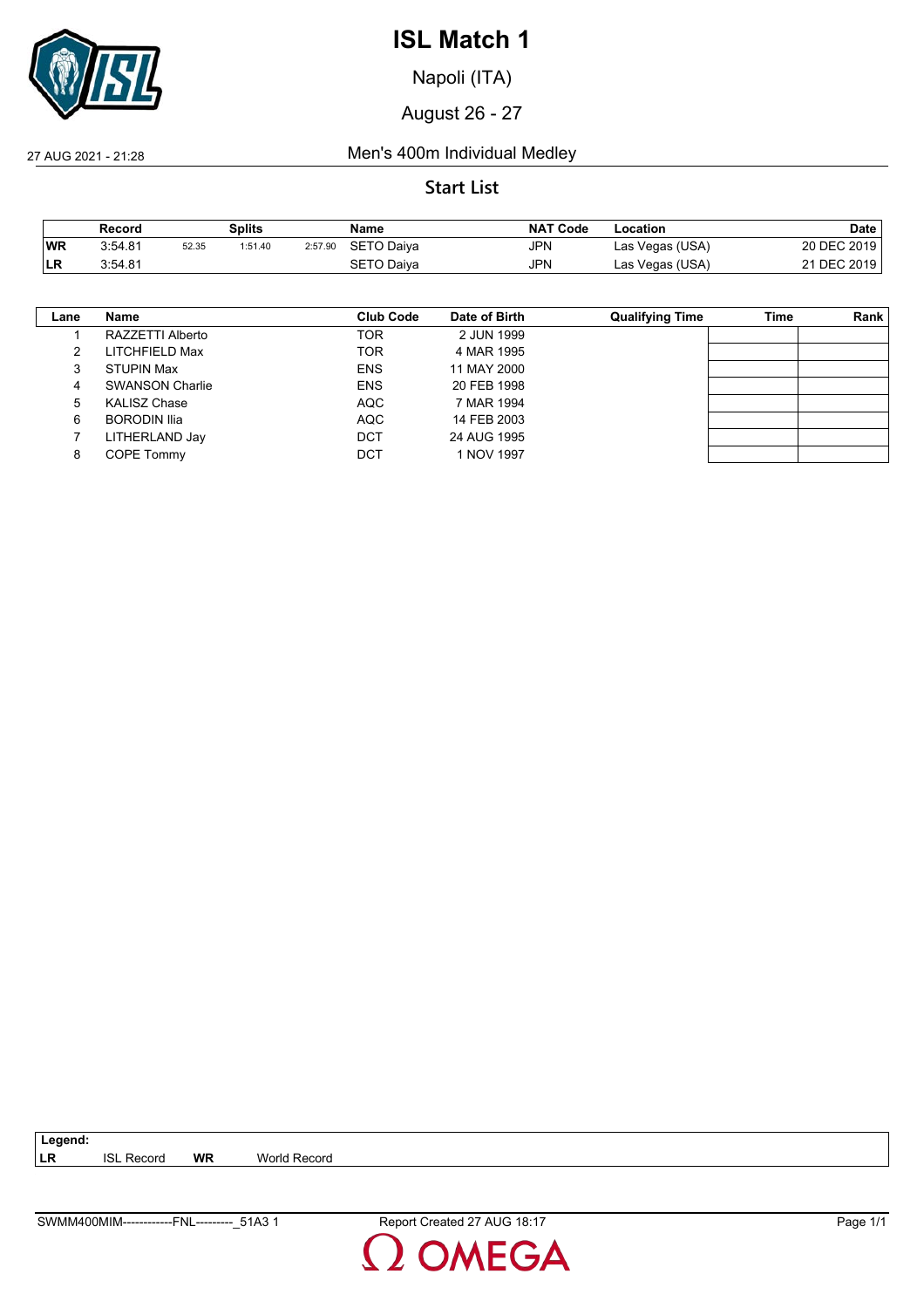# ISL Match 1

Napoli (ITA)

August 26 - 27

27 AUG 2021 - 21:28

## Men's 400m Individual Medley

### Start List

| | Record | Splits | | | Name | NAT Code | Location | Date |
|---|---|---|---|---|---|---|---|---|
| **WR** | 3:54.81 | 52.35 | 1:51.40 | 2:57.90 | SETO Daiya | JPN | Las Vegas (USA) | 20 DEC 2019 |
| **LR** | 3:54.81 | | | | SETO Daiya | JPN | Las Vegas (USA) | 21 DEC 2019 |

| Lane | Name | Club Code | Date of Birth | Qualifying Time | Time | Rank |
|---|---|---|---|---|---|---|
| 1 | RAZZETTI Alberto | TOR | 2 JUN 1999 | | | |
| 2 | LITCHFIELD Max | TOR | 4 MAR 1995 | | | |
| 3 | STUPIN Max | ENS | 11 MAY 2000 | | | |
| 4 | SWANSON Charlie | ENS | 20 FEB 1998 | | | |
| 5 | KALISZ Chase | AQC | 7 MAR 1994 | | | |
| 6 | BORODIN Ilia | AQC | 14 FEB 2003 | | | |
| 7 | LITHERLAND Jay | DCT | 24 AUG 1995 | | | |
| 8 | COPE Tommy | DCT | 1 NOV 1997 | | | |

**Legend:**
**LR** ISL Record **WR** World Record

SWMM400MIM------------FNL---------_51A3 1 Report Created 27 AUG 18:17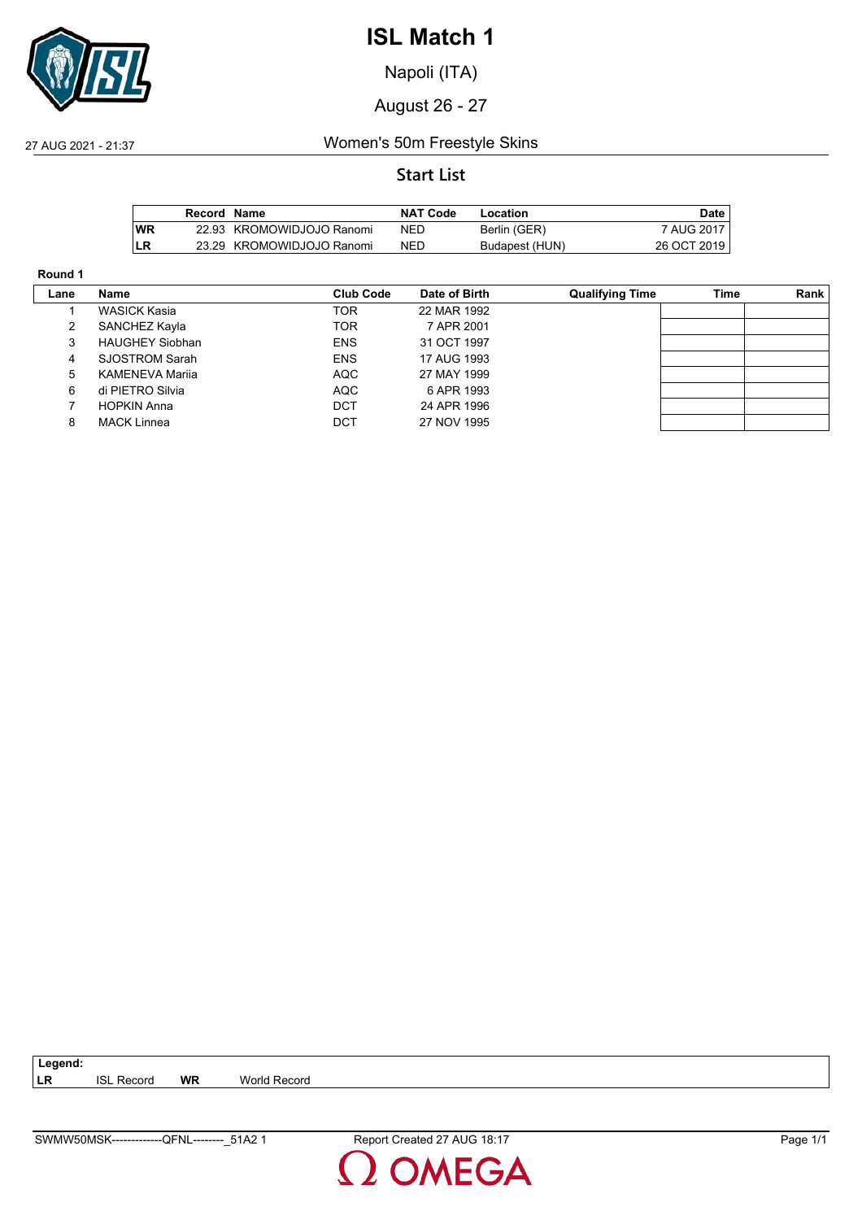# ISL Match 1

Napoli (ITA)

August 26 - 27

27 AUG 2021 - 21:37 Women's 50m Freestyle Skins

## Start List

| | Record | Name | NAT Code | Location | Date |
|---|---|---|---|---|---|
| WR | 22.93 | KROMOWIDJOJO Ranomi | NED | Berlin (GER) | 7 AUG 2017 |
| LR | 23.29 | KROMOWIDJOJO Ranomi | NED | Budapest (HUN) | 26 OCT 2019 |

**Round 1**

| Lane | Name | Club Code | Date of Birth | Qualifying Time | Time | Rank |
|---|---|---|---|---|---|---|
| 1 | WASICK Kasia | TOR | 22 MAR 1992 | | | |
| 2 | SANCHEZ Kayla | TOR | 7 APR 2001 | | | |
| 3 | HAUGHEY Siobhan | ENS | 31 OCT 1997 | | | |
| 4 | SJOSTROM Sarah | ENS | 17 AUG 1993 | | | |
| 5 | KAMENEVA Mariia | AQC | 27 MAY 1999 | | | |
| 6 | di PIETRO Silvia | AQC | 6 APR 1993 | | | |
| 7 | HOPKIN Anna | DCT | 24 APR 1996 | | | |
| 8 | MACK Linnea | DCT | 27 NOV 1995 | | | |

**Legend:**
**LR** ISL Record **WR** World Record

SWMW50MSK-------------QFNL--------_51A2 1 Report Created 27 AUG 18:17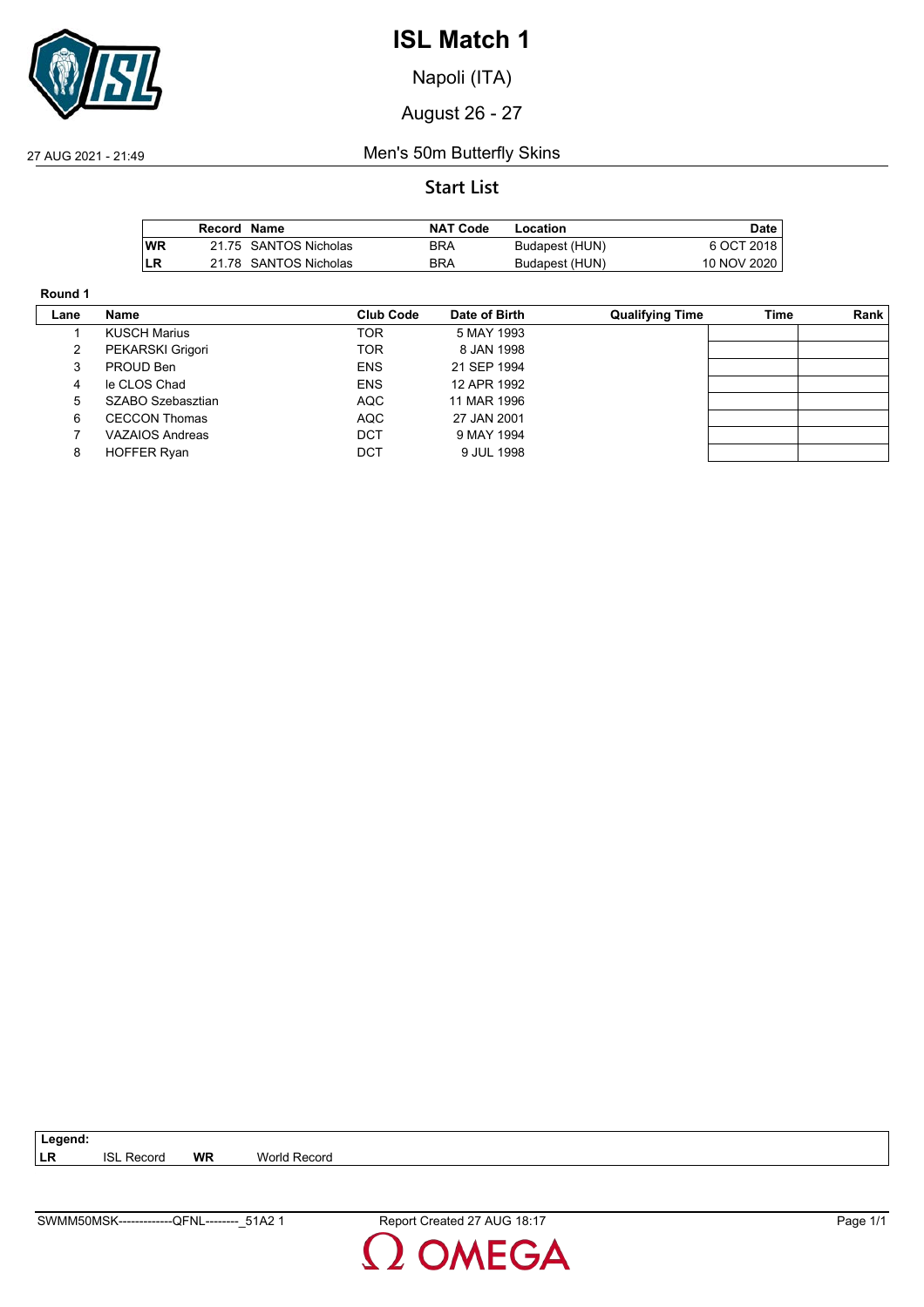# ISL Match 1

Napoli (ITA)

August 26 - 27

27 AUG 2021 - 21:49

## Men's 50m Butterfly Skins

### Start List

| | Record | Name | NAT Code | Location | Date |
|---|---|---|---|---|---|
| WR | 21.75 | SANTOS Nicholas | BRA | Budapest (HUN) | 6 OCT 2018 |
| LR | 21.78 | SANTOS Nicholas | BRA | Budapest (HUN) | 10 NOV 2020 |

**Round 1**

| Lane | Name | Club Code | Date of Birth | Qualifying Time | Time | Rank |
|---|---|---|---|---|---|---|
| 1 | KUSCH Marius | TOR | 5 MAY 1993 | | | |
| 2 | PEKARSKI Grigori | TOR | 8 JAN 1998 | | | |
| 3 | PROUD Ben | ENS | 21 SEP 1994 | | | |
| 4 | le CLOS Chad | ENS | 12 APR 1992 | | | |
| 5 | SZABO Szebasztian | AQC | 11 MAR 1996 | | | |
| 6 | CECCON Thomas | AQC | 27 JAN 2001 | | | |
| 7 | VAZAIOS Andreas | DCT | 9 MAY 1994 | | | |
| 8 | HOFFER Ryan | DCT | 9 JUL 1998 | | | |

**Legend:**

| | | | |
|---|---|---|---|
| LR | ISL Record | WR | World Record |

SWMM50MSK-------------QFNL--------_51A2 1

Report Created 27 AUG 18:17